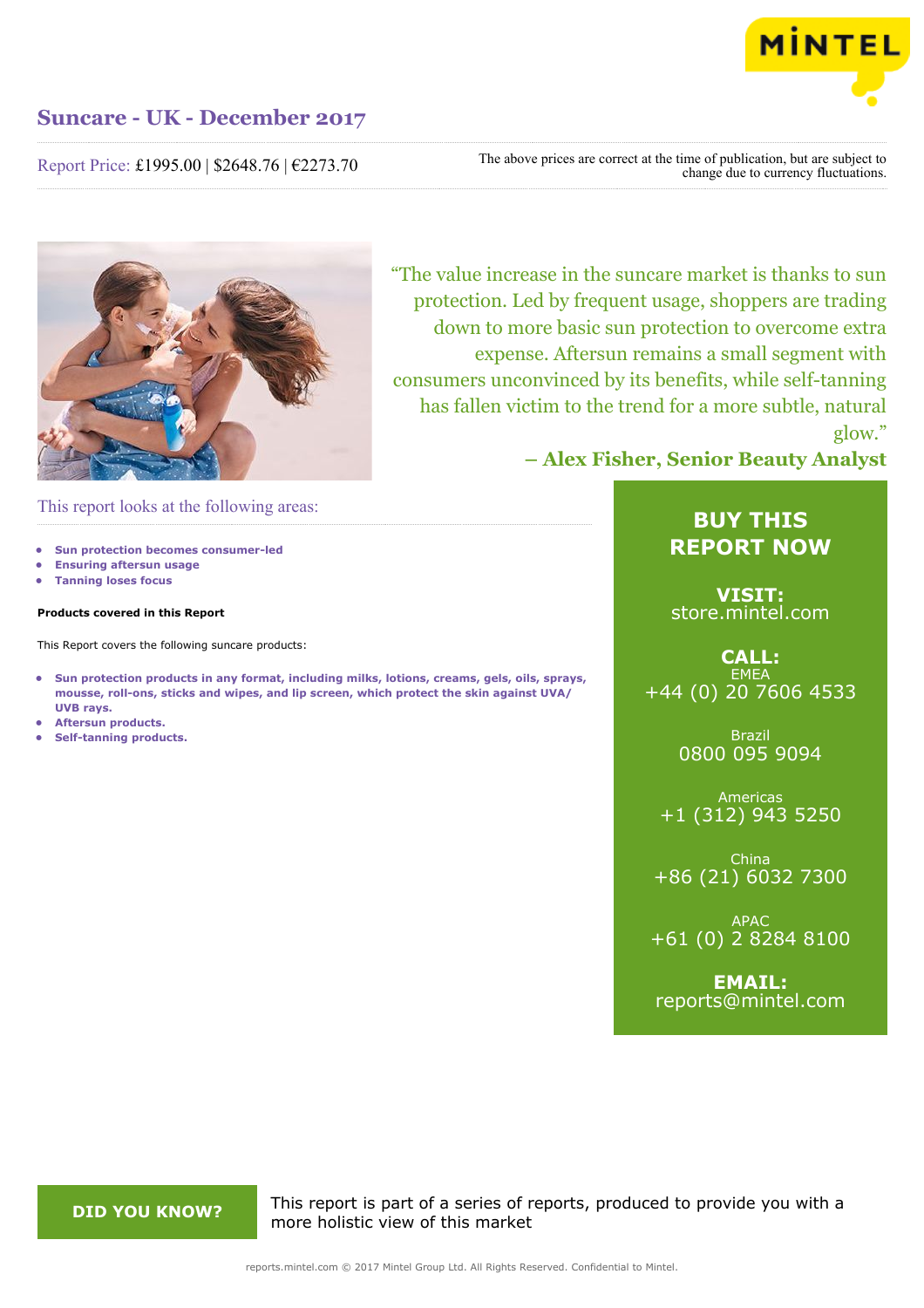# Suncare - UK - December 2017

Report Price: £1995.00 | $2648.76 | €2273.70

The above prices are correct at the time of publication, but are subject to change due to currency fluctuations.

"The value increase in the suncare market is thanks to sun protection. Led by frequent usage, shoppers are trading down to more basic sun protection to overcome extra expense. Aftersun remains a small segment with consumers unconvinced by its benefits, while self-tanning has fallen victim to the trend for a more subtle, natural glow."

**– Alex Fisher, Senior Beauty Analyst**

## This report looks at the following areas:

- **Sun protection becomes consumer-led**
- **Ensuring aftersun usage**
- **Tanning loses focus**

**Products covered in this Report**

This Report covers the following suncare products:

- **Sun protection products in any format, including milks, lotions, creams, gels, oils, sprays, mousse, roll-ons, sticks and wipes, and lip screen, which protect the skin against UVA/UVB rays.**
- **Aftersun products.**
- **Self-tanning products.**

## BUY THIS REPORT NOW

**VISIT:**
store.mintel.com

**CALL:**

EMEA
+44 (0) 20 7606 4533

Brazil
0800 095 9094

Americas
+1 (312) 943 5250

China
+86 (21) 6032 7300

APAC
+61 (0) 2 8284 8100

**EMAIL:**
reports@mintel.com

**DID YOU KNOW?**

This report is part of a series of reports, produced to provide you with a more holistic view of this market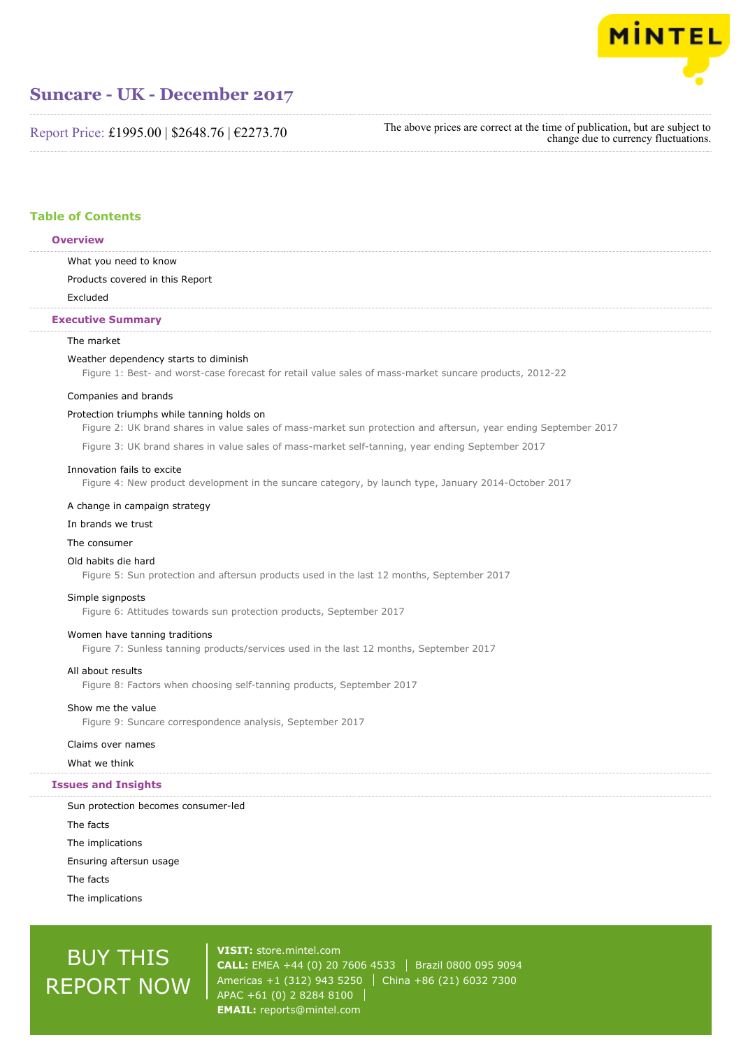# Suncare - UK - December 2017

Report Price: £1995.00 | $2648.76 | €2273.70

The above prices are correct at the time of publication, but are subject to change due to currency fluctuations.

## Table of Contents

### Overview

- What you need to know
- Products covered in this Report
- Excluded

### Executive Summary

- The market
- Weather dependency starts to diminish
  - Figure 1: Best- and worst-case forecast for retail value sales of mass-market suncare products, 2012-22
- Companies and brands
- Protection triumphs while tanning holds on
  - Figure 2: UK brand shares in value sales of mass-market sun protection and aftersun, year ending September 2017
  - Figure 3: UK brand shares in value sales of mass-market self-tanning, year ending September 2017
- Innovation fails to excite
  - Figure 4: New product development in the suncare category, by launch type, January 2014-October 2017
- A change in campaign strategy
- In brands we trust
- The consumer
- Old habits die hard
  - Figure 5: Sun protection and aftersun products used in the last 12 months, September 2017
- Simple signposts
  - Figure 6: Attitudes towards sun protection products, September 2017
- Women have tanning traditions
  - Figure 7: Sunless tanning products/services used in the last 12 months, September 2017
- All about results
  - Figure 8: Factors when choosing self-tanning products, September 2017
- Show me the value
  - Figure 9: Suncare correspondence analysis, September 2017
- Claims over names
- What we think

### Issues and Insights

- Sun protection becomes consumer-led
- The facts
- The implications
- Ensuring aftersun usage
- The facts
- The implications

BUY THIS REPORT NOW

**VISIT:** store.mintel.com
**CALL:** EMEA +44 (0) 20 7606 4533 | Brazil 0800 095 9094
Americas +1 (312) 943 5250 | China +86 (21) 6032 7300
APAC +61 (0) 2 8284 8100 |
**EMAIL:** reports@mintel.com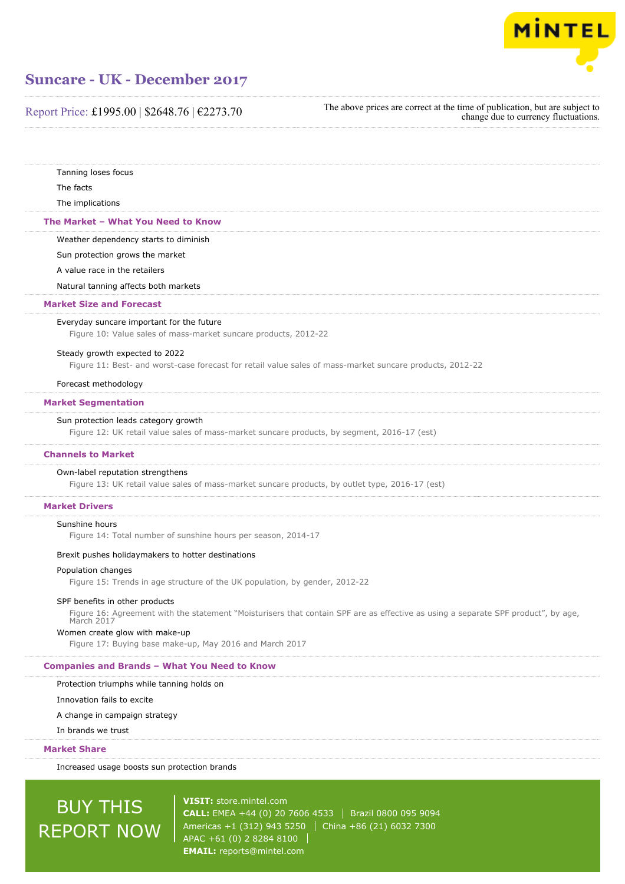Tanning loses focus

The facts

The implications

## The Market – What You Need to Know

Weather dependency starts to diminish

Sun protection grows the market

A value race in the retailers

Natural tanning affects both markets

## Market Size and Forecast

Everyday suncare important for the future

Figure 10: Value sales of mass-market suncare products, 2012-22

Steady growth expected to 2022

Figure 11: Best- and worst-case forecast for retail value sales of mass-market suncare products, 2012-22

Forecast methodology

## Market Segmentation

Sun protection leads category growth

Figure 12: UK retail value sales of mass-market suncare products, by segment, 2016-17 (est)

## Channels to Market

Own-label reputation strengthens

Figure 13: UK retail value sales of mass-market suncare products, by outlet type, 2016-17 (est)

## Market Drivers

Sunshine hours

Figure 14: Total number of sunshine hours per season, 2014-17

Brexit pushes holidaymakers to hotter destinations

Population changes

Figure 15: Trends in age structure of the UK population, by gender, 2012-22

SPF benefits in other products

Figure 16: Agreement with the statement "Moisturisers that contain SPF are as effective as using a separate SPF product", by age, March 2017

Women create glow with make-up

Figure 17: Buying base make-up, May 2016 and March 2017

## Companies and Brands – What You Need to Know

Protection triumphs while tanning holds on

Innovation fails to excite

A change in campaign strategy

In brands we trust

## Market Share

Increased usage boosts sun protection brands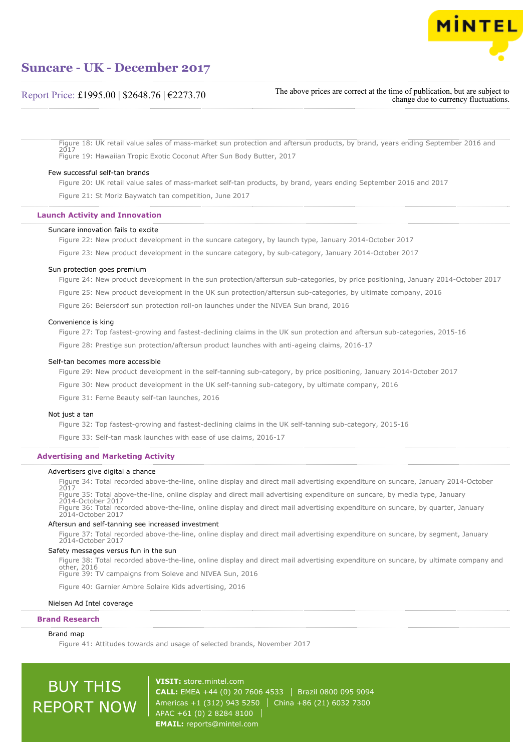Figure 18: UK retail value sales of mass-market sun protection and aftersun products, by brand, years ending September 2016 and 2017

Figure 19: Hawaiian Tropic Exotic Coconut After Sun Body Butter, 2017

Few successful self-tan brands

Figure 20: UK retail value sales of mass-market self-tan products, by brand, years ending September 2016 and 2017

Figure 21: St Moriz Baywatch tan competition, June 2017

## Launch Activity and Innovation

Suncare innovation fails to excite

Figure 22: New product development in the suncare category, by launch type, January 2014-October 2017

Figure 23: New product development in the suncare category, by sub-category, January 2014-October 2017

Sun protection goes premium

Figure 24: New product development in the sun protection/aftersun sub-categories, by price positioning, January 2014-October 2017

Figure 25: New product development in the UK sun protection/aftersun sub-categories, by ultimate company, 2016

Figure 26: Beiersdorf sun protection roll-on launches under the NIVEA Sun brand, 2016

Convenience is king

Figure 27: Top fastest-growing and fastest-declining claims in the UK sun protection and aftersun sub-categories, 2015-16

Figure 28: Prestige sun protection/aftersun product launches with anti-ageing claims, 2016-17

Self-tan becomes more accessible

Figure 29: New product development in the self-tanning sub-category, by price positioning, January 2014-October 2017

Figure 30: New product development in the UK self-tanning sub-category, by ultimate company, 2016

Figure 31: Ferne Beauty self-tan launches, 2016

Not just a tan

Figure 32: Top fastest-growing and fastest-declining claims in the UK self-tanning sub-category, 2015-16

Figure 33: Self-tan mask launches with ease of use claims, 2016-17

## Advertising and Marketing Activity

Advertisers give digital a chance

Figure 34: Total recorded above-the-line, online display and direct mail advertising expenditure on suncare, January 2014-October 2017

Figure 35: Total above-the-line, online display and direct mail advertising expenditure on suncare, by media type, January 2014-October 2017

Figure 36: Total recorded above-the-line, online display and direct mail advertising expenditure on suncare, by quarter, January 2014-October 2017

Aftersun and self-tanning see increased investment

Figure 37: Total recorded above-the-line, online display and direct mail advertising expenditure on suncare, by segment, January 2014-October 2017

Safety messages versus fun in the sun

Figure 38: Total recorded above-the-line, online display and direct mail advertising expenditure on suncare, by ultimate company and other, 2016

Figure 39: TV campaigns from Soleve and NIVEA Sun, 2016

Figure 40: Garnier Ambre Solaire Kids advertising, 2016

Nielsen Ad Intel coverage

## Brand Research

Brand map

Figure 41: Attitudes towards and usage of selected brands, November 2017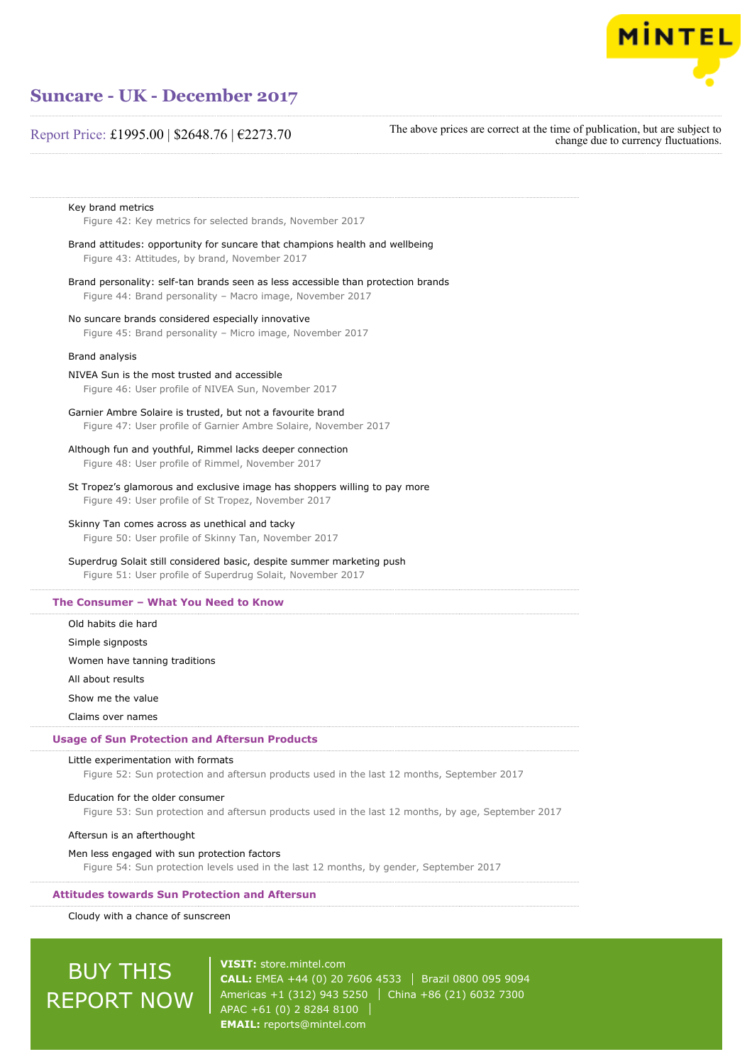Key brand metrics

Figure 42: Key metrics for selected brands, November 2017

Brand attitudes: opportunity for suncare that champions health and wellbeing

Figure 43: Attitudes, by brand, November 2017

Brand personality: self-tan brands seen as less accessible than protection brands

Figure 44: Brand personality – Macro image, November 2017

No suncare brands considered especially innovative

Figure 45: Brand personality – Micro image, November 2017

Brand analysis

NIVEA Sun is the most trusted and accessible

Figure 46: User profile of NIVEA Sun, November 2017

Garnier Ambre Solaire is trusted, but not a favourite brand

Figure 47: User profile of Garnier Ambre Solaire, November 2017

Although fun and youthful, Rimmel lacks deeper connection

Figure 48: User profile of Rimmel, November 2017

St Tropez's glamorous and exclusive image has shoppers willing to pay more

Figure 49: User profile of St Tropez, November 2017

Skinny Tan comes across as unethical and tacky

Figure 50: User profile of Skinny Tan, November 2017

Superdrug Solait still considered basic, despite summer marketing push

Figure 51: User profile of Superdrug Solait, November 2017

## The Consumer – What You Need to Know

Old habits die hard

Simple signposts

Women have tanning traditions

All about results

Show me the value

Claims over names

## Usage of Sun Protection and Aftersun Products

Little experimentation with formats

Figure 52: Sun protection and aftersun products used in the last 12 months, September 2017

Education for the older consumer

Figure 53: Sun protection and aftersun products used in the last 12 months, by age, September 2017

Aftersun is an afterthought

Men less engaged with sun protection factors

Figure 54: Sun protection levels used in the last 12 months, by gender, September 2017

## Attitudes towards Sun Protection and Aftersun

Cloudy with a chance of sunscreen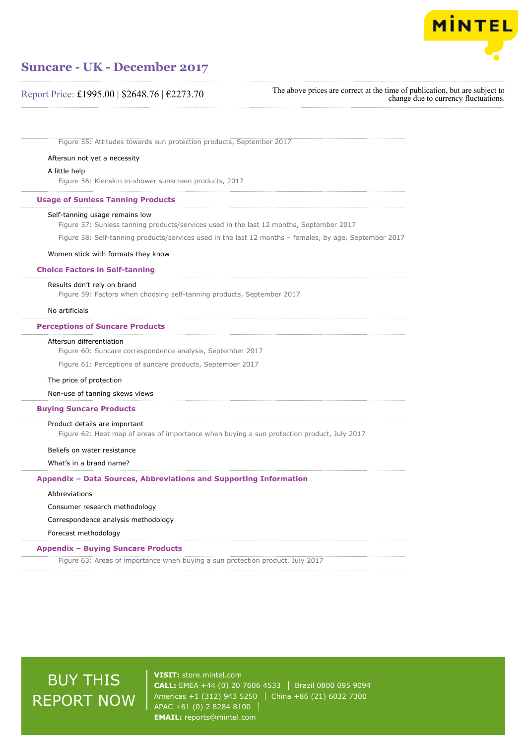Figure 55: Attitudes towards sun protection products, September 2017

Aftersun not yet a necessity

A little help

Figure 56: Klenskin in-shower sunscreen products, 2017

## Usage of Sunless Tanning Products

Self-tanning usage remains low

Figure 57: Sunless tanning products/services used in the last 12 months, September 2017

Figure 58: Self-tanning products/services used in the last 12 months – females, by age, September 2017

Women stick with formats they know

## Choice Factors in Self-tanning

Results don't rely on brand

Figure 59: Factors when choosing self-tanning products, September 2017

No artificials

## Perceptions of Suncare Products

Aftersun differentiation

Figure 60: Suncare correspondence analysis, September 2017

Figure 61: Perceptions of suncare products, September 2017

The price of protection

Non-use of tanning skews views

## Buying Suncare Products

Product details are important

Figure 62: Heat map of areas of importance when buying a sun protection product, July 2017

Beliefs on water resistance

What's in a brand name?

## Appendix – Data Sources, Abbreviations and Supporting Information

Abbreviations

Consumer research methodology

Correspondence analysis methodology

Forecast methodology

## Appendix – Buying Suncare Products

Figure 63: Areas of importance when buying a sun protection product, July 2017